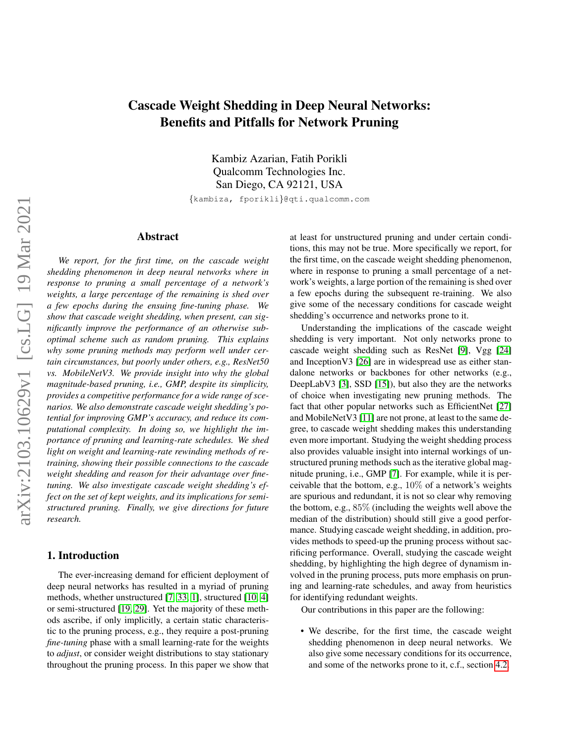# Cascade Weight Shedding in Deep Neural Networks: Benefits and Pitfalls for Network Pruning

Kambiz Azarian, Fatih Porikli
Qualcomm Technologies Inc.
San Diego, CA 92121, USA

{kambiza, fporikli}@qti.qualcomm.com

## Abstract

*We report, for the first time, on the cascade weight shedding phenomenon in deep neural networks where in response to pruning a small percentage of a network's weights, a large percentage of the remaining is shed over a few epochs during the ensuing fine-tuning phase. We show that cascade weight shedding, when present, can significantly improve the performance of an otherwise sub-optimal scheme such as random pruning. This explains why some pruning methods may perform well under certain circumstances, but poorly under others, e.g., ResNet50 vs. MobileNetV3. We provide insight into why the global magnitude-based pruning, i.e., GMP, despite its simplicity, provides a competitive performance for a wide range of scenarios. We also demonstrate cascade weight shedding's potential for improving GMP's accuracy, and reduce its computational complexity. In doing so, we highlight the importance of pruning and learning-rate schedules. We shed light on weight and learning-rate rewinding methods of re-training, showing their possible connections to the cascade weight shedding and reason for their advantage over fine-tuning. We also investigate cascade weight shedding's effect on the set of kept weights, and its implications for semi-structured pruning. Finally, we give directions for future research.*

## 1. Introduction

The ever-increasing demand for efficient deployment of deep neural networks has resulted in a myriad of pruning methods, whether unstructured [7, 33, 1], structured [10, 4] or semi-structured [19, 29]. Yet the majority of these methods ascribe, if only implicitly, a certain static characteristic to the pruning process, e.g., they require a post-pruning *fine-tuning* phase with a small learning-rate for the weights to *adjust*, or consider weight distributions to stay stationary throughout the pruning process. In this paper we show that at least for unstructured pruning and under certain conditions, this may not be true. More specifically we report, for the first time, on the cascade weight shedding phenomenon, where in response to pruning a small percentage of a network's weights, a large portion of the remaining is shed over a few epochs during the subsequent re-training. We also give some of the necessary conditions for cascade weight shedding's occurrence and networks prone to it.

Understanding the implications of the cascade weight shedding is very important. Not only networks prone to cascade weight shedding such as ResNet [9], Vgg [24] and InceptionV3 [26] are in widespread use as either standalone networks or backbones for other networks (e.g., DeepLabV3 [3], SSD [15]), but also they are the networks of choice when investigating new pruning methods. The fact that other popular networks such as EfficientNet [27] and MobileNetV3 [11] are not prone, at least to the same degree, to cascade weight shedding makes this understanding even more important. Studying the weight shedding process also provides valuable insight into internal workings of unstructured pruning methods such as the iterative global magnitude pruning, i.e., GMP [7]. For example, while it is perceivable that the bottom, e.g., $10\%$ of a network's weights are spurious and redundant, it is not so clear why removing the bottom, e.g., $85\%$ (including the weights well above the median of the distribution) should still give a good performance. Studying cascade weight shedding, in addition, provides methods to speed-up the pruning process without sacrificing performance. Overall, studying the cascade weight shedding, by highlighting the high degree of dynamism involved in the pruning process, puts more emphasis on pruning and learning-rate schedules, and away from heuristics for identifying redundant weights.

Our contributions in this paper are the following:

- We describe, for the first time, the cascade weight shedding phenomenon in deep neural networks. We also give some necessary conditions for its occurrence, and some of the networks prone to it, c.f., section 4.2.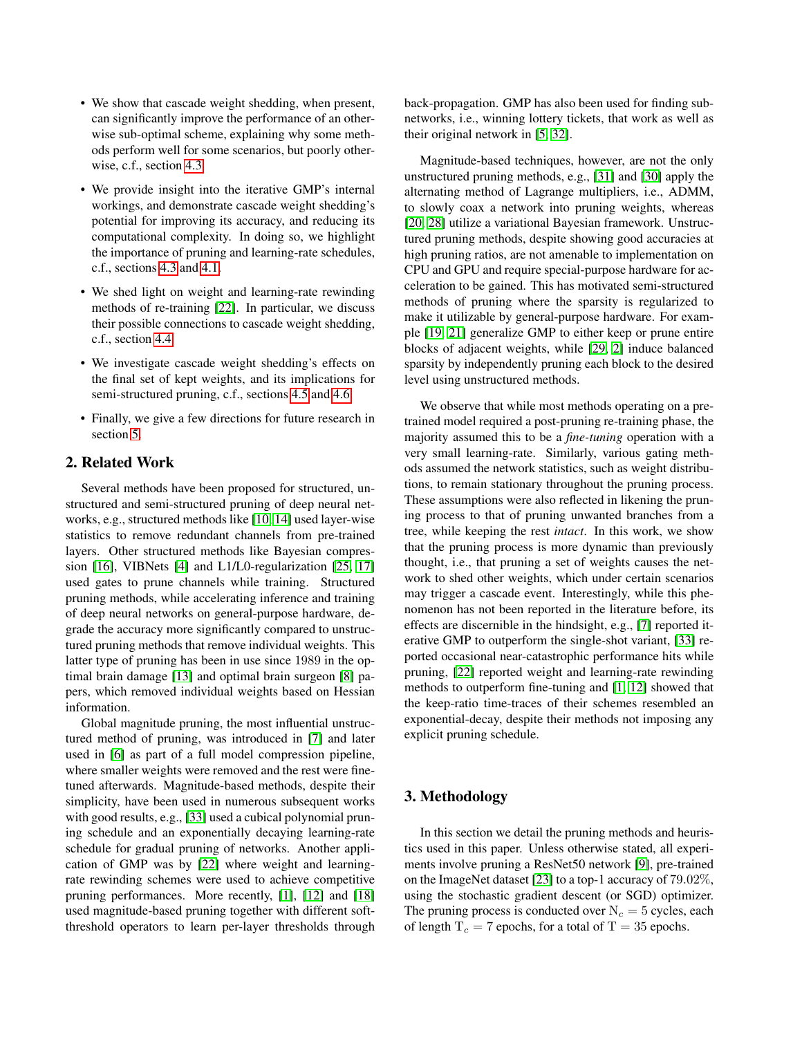- We show that cascade weight shedding, when present, can significantly improve the performance of an otherwise sub-optimal scheme, explaining why some methods perform well for some scenarios, but poorly otherwise, c.f., section 4.3.
- We provide insight into the iterative GMP's internal workings, and demonstrate cascade weight shedding's potential for improving its accuracy, and reducing its computational complexity. In doing so, we highlight the importance of pruning and learning-rate schedules, c.f., sections 4.3 and 4.1.
- We shed light on weight and learning-rate rewinding methods of re-training [22]. In particular, we discuss their possible connections to cascade weight shedding, c.f., section 4.4.
- We investigate cascade weight shedding's effects on the final set of kept weights, and its implications for semi-structured pruning, c.f., sections 4.5 and 4.6.
- Finally, we give a few directions for future research in section 5.

## 2. Related Work

Several methods have been proposed for structured, unstructured and semi-structured pruning of deep neural networks, e.g., structured methods like [10, 14] used layer-wise statistics to remove redundant channels from pre-trained layers. Other structured methods like Bayesian compression [16], VIBNets [4] and L1/L0-regularization [25, 17] used gates to prune channels while training. Structured pruning methods, while accelerating inference and training of deep neural networks on general-purpose hardware, degrade the accuracy more significantly compared to unstructured pruning methods that remove individual weights. This latter type of pruning has been in use since 1989 in the optimal brain damage [13] and optimal brain surgeon [8] papers, which removed individual weights based on Hessian information.

Global magnitude pruning, the most influential unstructured method of pruning, was introduced in [7] and later used in [6] as part of a full model compression pipeline, where smaller weights were removed and the rest were fine-tuned afterwards. Magnitude-based methods, despite their simplicity, have been used in numerous subsequent works with good results, e.g., [33] used a cubical polynomial pruning schedule and an exponentially decaying learning-rate schedule for gradual pruning of networks. Another application of GMP was by [22] where weight and learning-rate rewinding schemes were used to achieve competitive pruning performances. More recently, [1], [12] and [18] used magnitude-based pruning together with different soft-threshold operators to learn per-layer thresholds through back-propagation. GMP has also been used for finding sub-networks, i.e., winning lottery tickets, that work as well as their original network in [5, 32].

Magnitude-based techniques, however, are not the only unstructured pruning methods, e.g., [31] and [30] apply the alternating method of Lagrange multipliers, i.e., ADMM, to slowly coax a network into pruning weights, whereas [20, 28] utilize a variational Bayesian framework. Unstructured pruning methods, despite showing good accuracies at high pruning ratios, are not amenable to implementation on CPU and GPU and require special-purpose hardware for acceleration to be gained. This has motivated semi-structured methods of pruning where the sparsity is regularized to make it utilizable by general-purpose hardware. For example [19, 21] generalize GMP to either keep or prune entire blocks of adjacent weights, while [29, 2] induce balanced sparsity by independently pruning each block to the desired level using unstructured methods.

We observe that while most methods operating on a pre-trained model required a post-pruning re-training phase, the majority assumed this to be a *fine-tuning* operation with a very small learning-rate. Similarly, various gating methods assumed the network statistics, such as weight distributions, to remain stationary throughout the pruning process. These assumptions were also reflected in likening the pruning process to that of pruning unwanted branches from a tree, while keeping the rest *intact*. In this work, we show that the pruning process is more dynamic than previously thought, i.e., that pruning a set of weights causes the network to shed other weights, which under certain scenarios may trigger a cascade event. Interestingly, while this phenomenon has not been reported in the literature before, its effects are discernible in the hindsight, e.g., [7] reported iterative GMP to outperform the single-shot variant, [33] reported occasional near-catastrophic performance hits while pruning, [22] reported weight and learning-rate rewinding methods to outperform fine-tuning and [1, 12] showed that the keep-ratio time-traces of their schemes resembled an exponential-decay, despite their methods not imposing any explicit pruning schedule.

## 3. Methodology

In this section we detail the pruning methods and heuristics used in this paper. Unless otherwise stated, all experiments involve pruning a ResNet50 network [9], pre-trained on the ImageNet dataset [23] to a top-1 accuracy of $79.02\%$, using the stochastic gradient descent (or SGD) optimizer. The pruning process is conducted over $\mathrm{N}_c = 5$ cycles, each of length $\mathrm{T}_c = 7$ epochs, for a total of $\mathrm{T} = 35$ epochs.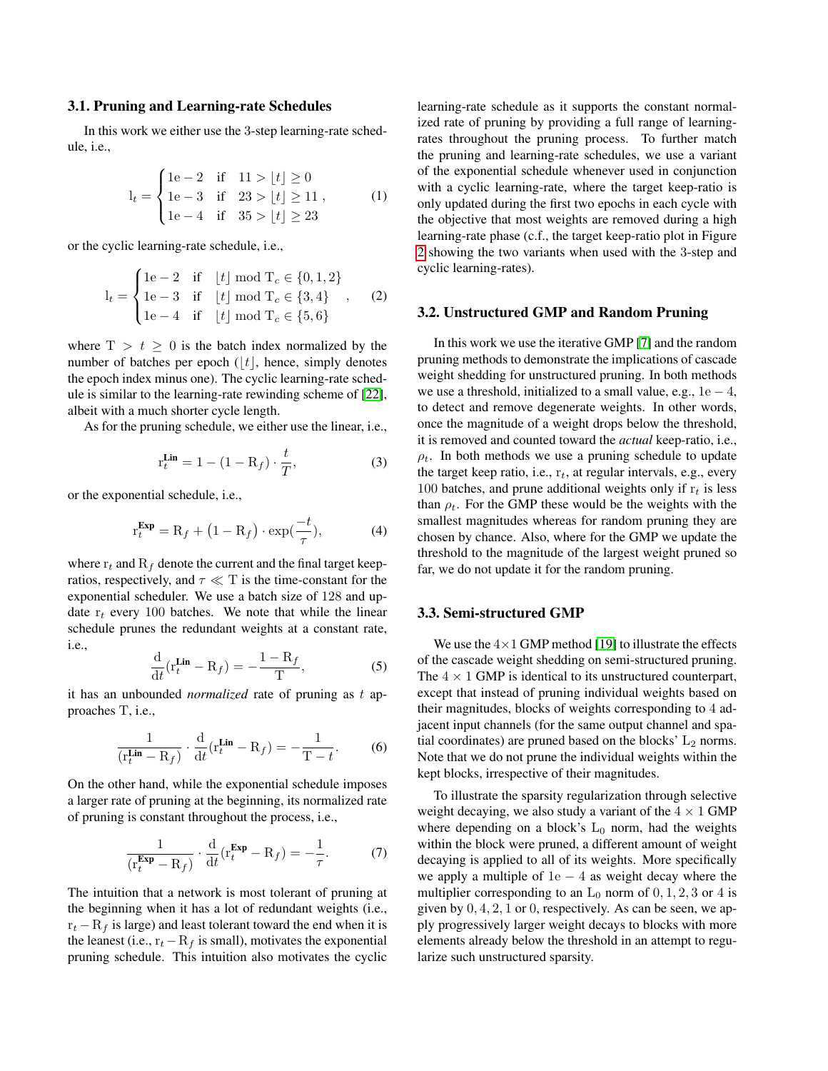### 3.1. Pruning and Learning-rate Schedules

In this work we either use the 3-step learning-rate schedule, i.e.,

$$
\mathrm{l}_t = \begin{cases} 1\mathrm{e}-2 & \text{if} \quad 11 > \lfloor t \rfloor \geq 0 \\ 1\mathrm{e}-3 & \text{if} \quad 23 > \lfloor t \rfloor \geq 11 \\ 1\mathrm{e}-4 & \text{if} \quad 35 > \lfloor t \rfloor \geq 23 \end{cases}, \tag{1}
$$

or the cyclic learning-rate schedule, i.e.,

$$
\mathrm{l}_t = \begin{cases} 1\mathrm{e}-2 & \text{if} \quad \lfloor t \rfloor \bmod \mathrm{T}_c \in \{0, 1, 2\} \\ 1\mathrm{e}-3 & \text{if} \quad \lfloor t \rfloor \bmod \mathrm{T}_c \in \{3, 4\} \\ 1\mathrm{e}-4 & \text{if} \quad \lfloor t \rfloor \bmod \mathrm{T}_c \in \{5, 6\} \end{cases}, \tag{2}
$$

where $\mathrm{T} > t \geq 0$ is the batch index normalized by the number of batches per epoch ($\lfloor t \rfloor$, hence, simply denotes the epoch index minus one). The cyclic learning-rate schedule is similar to the learning-rate rewinding scheme of [22], albeit with a much shorter cycle length.

As for the pruning schedule, we either use the linear, i.e.,

$$
\mathrm{r}_t^{\mathbf{Lin}} = 1 - (1 - \mathrm{R}_f) \cdot \frac{t}{T}, \tag{3}
$$

or the exponential schedule, i.e.,

$$
\mathrm{r}_t^{\mathbf{Exp}} = \mathrm{R}_f + \left(1 - \mathrm{R}_f\right) \cdot \exp(\frac{-t}{\tau}), \tag{4}
$$

where $\mathrm{r}_t$ and $\mathrm{R}_f$ denote the current and the final target keep-ratios, respectively, and $\tau \ll \mathrm{T}$ is the time-constant for the exponential scheduler. We use a batch size of 128 and update $\mathrm{r}_t$ every 100 batches. We note that while the linear schedule prunes the redundant weights at a constant rate, i.e.,

$$
\frac{\mathrm{d}}{\mathrm{d}t}(\mathrm{r}_t^{\mathbf{Lin}} - \mathrm{R}_f) = -\frac{1 - \mathrm{R}_f}{\mathrm{T}}, \tag{5}
$$

it has an unbounded *normalized* rate of pruning as $t$ approaches T, i.e.,

$$
\frac{1}{(\mathrm{r}_t^{\mathbf{Lin}} - \mathrm{R}_f)} \cdot \frac{\mathrm{d}}{\mathrm{d}t}(\mathrm{r}_t^{\mathbf{Lin}} - \mathrm{R}_f) = -\frac{1}{\mathrm{T} - t}. \tag{6}
$$

On the other hand, while the exponential schedule imposes a larger rate of pruning at the beginning, its normalized rate of pruning is constant throughout the process, i.e.,

$$
\frac{1}{(\mathrm{r}_t^{\mathbf{Exp}} - \mathrm{R}_f)} \cdot \frac{\mathrm{d}}{\mathrm{d}t}(\mathrm{r}_t^{\mathbf{Exp}} - \mathrm{R}_f) = -\frac{1}{\tau}. \tag{7}
$$

The intuition that a network is most tolerant of pruning at the beginning when it has a lot of redundant weights (i.e., $\mathrm{r}_t - \mathrm{R}_f$ is large) and least tolerant toward the end when it is the leanest (i.e., $\mathrm{r}_t - \mathrm{R}_f$ is small), motivates the exponential pruning schedule. This intuition also motivates the cyclic learning-rate schedule as it supports the constant normalized rate of pruning by providing a full range of learning-rates throughout the pruning process. To further match the pruning and learning-rate schedules, we use a variant of the exponential schedule whenever used in conjunction with a cyclic learning-rate, where the target keep-ratio is only updated during the first two epochs in each cycle with the objective that most weights are removed during a high learning-rate phase (c.f., the target keep-ratio plot in Figure 2 showing the two variants when used with the 3-step and cyclic learning-rates).

### 3.2. Unstructured GMP and Random Pruning

In this work we use the iterative GMP [7] and the random pruning methods to demonstrate the implications of cascade weight shedding for unstructured pruning. In both methods we use a threshold, initialized to a small value, e.g., $1\mathrm{e}-4$, to detect and remove degenerate weights. In other words, once the magnitude of a weight drops below the threshold, it is removed and counted toward the *actual* keep-ratio, i.e., $\rho_t$. In both methods we use a pruning schedule to update the target keep ratio, i.e., $\mathrm{r}_t$, at regular intervals, e.g., every 100 batches, and prune additional weights only if $\mathrm{r}_t$ is less than $\rho_t$. For the GMP these would be the weights with the smallest magnitudes whereas for random pruning they are chosen by chance. Also, where for the GMP we update the threshold to the magnitude of the largest weight pruned so far, we do not update it for the random pruning.

### 3.3. Semi-structured GMP

We use the $4\times1$ GMP method [19] to illustrate the effects of the cascade weight shedding on semi-structured pruning. The $4 \times 1$ GMP is identical to its unstructured counterpart, except that instead of pruning individual weights based on their magnitudes, blocks of weights corresponding to 4 adjacent input channels (for the same output channel and spatial coordinates) are pruned based on the blocks' $\mathrm{L}_2$ norms. Note that we do not prune the individual weights within the kept blocks, irrespective of their magnitudes.

To illustrate the sparsity regularization through selective weight decaying, we also study a variant of the $4 \times 1$ GMP where depending on a block's $\mathrm{L}_0$ norm, had the weights within the block were pruned, a different amount of weight decaying is applied to all of its weights. More specifically we apply a multiple of $1\mathrm{e}-4$ as weight decay where the multiplier corresponding to an $\mathrm{L}_0$ norm of $0, 1, 2, 3$ or $4$ is given by $0, 4, 2, 1$ or $0$, respectively. As can be seen, we apply progressively larger weight decays to blocks with more elements already below the threshold in an attempt to regularize such unstructured sparsity.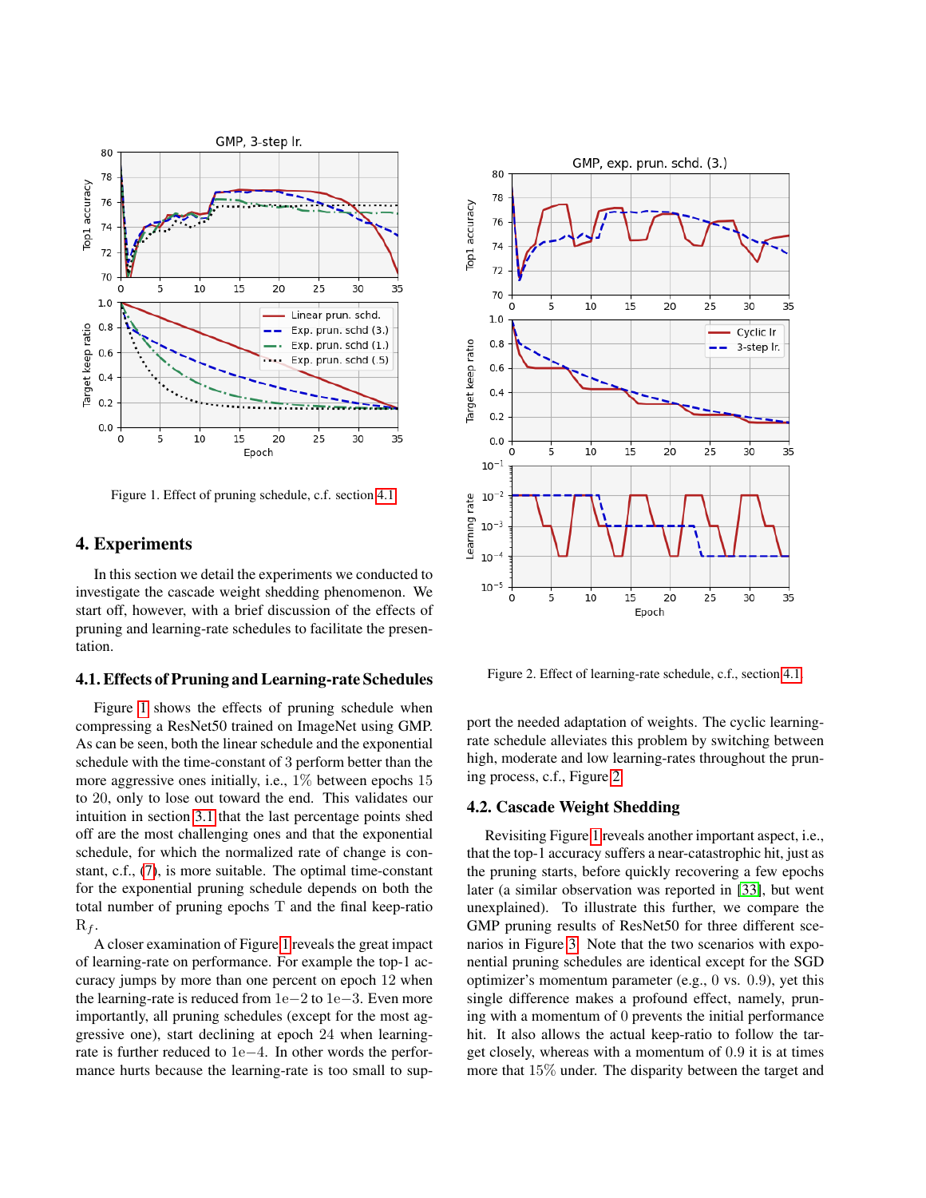Figure 1. Effect of pruning schedule, c.f. section 4.1

## 4. Experiments

In this section we detail the experiments we conducted to investigate the cascade weight shedding phenomenon. We start off, however, with a brief discussion of the effects of pruning and learning-rate schedules to facilitate the presentation.

### 4.1. Effects of Pruning and Learning-rate Schedules

Figure 1 shows the effects of pruning schedule when compressing a ResNet50 trained on ImageNet using GMP. As can be seen, both the linear schedule and the exponential schedule with the time-constant of 3 perform better than the more aggressive ones initially, i.e., 1% between epochs 15 to 20, only to lose out toward the end. This validates our intuition in section 3.1 that the last percentage points shed off are the most challenging ones and that the exponential schedule, for which the normalized rate of change is constant, c.f., (7), is more suitable. The optimal time-constant for the exponential pruning schedule depends on both the total number of pruning epochs T and the final keep-ratio $R_f$.

A closer examination of Figure 1 reveals the great impact of learning-rate on performance. For example the top-1 accuracy jumps by more than one percent on epoch 12 when the learning-rate is reduced from 1e−2 to 1e−3. Even more importantly, all pruning schedules (except for the most aggressive one), start declining at epoch 24 when learning-rate is further reduced to 1e−4. In other words the performance hurts because the learning-rate is too small to support the needed adaptation of weights. The cyclic learning-rate schedule alleviates this problem by switching between high, moderate and low learning-rates throughout the pruning process, c.f., Figure 2.

Figure 2. Effect of learning-rate schedule, c.f., section 4.1

### 4.2. Cascade Weight Shedding

Revisiting Figure 1 reveals another important aspect, i.e., that the top-1 accuracy suffers a near-catastrophic hit, just as the pruning starts, before quickly recovering a few epochs later (a similar observation was reported in [33], but went unexplained). To illustrate this further, we compare the GMP pruning results of ResNet50 for three different scenarios in Figure 3. Note that the two scenarios with exponential pruning schedules are identical except for the SGD optimizer's momentum parameter (e.g., 0 vs. 0.9), yet this single difference makes a profound effect, namely, pruning with a momentum of 0 prevents the initial performance hit. It also allows the actual keep-ratio to follow the target closely, whereas with a momentum of 0.9 it is at times more that 15% under. The disparity between the target and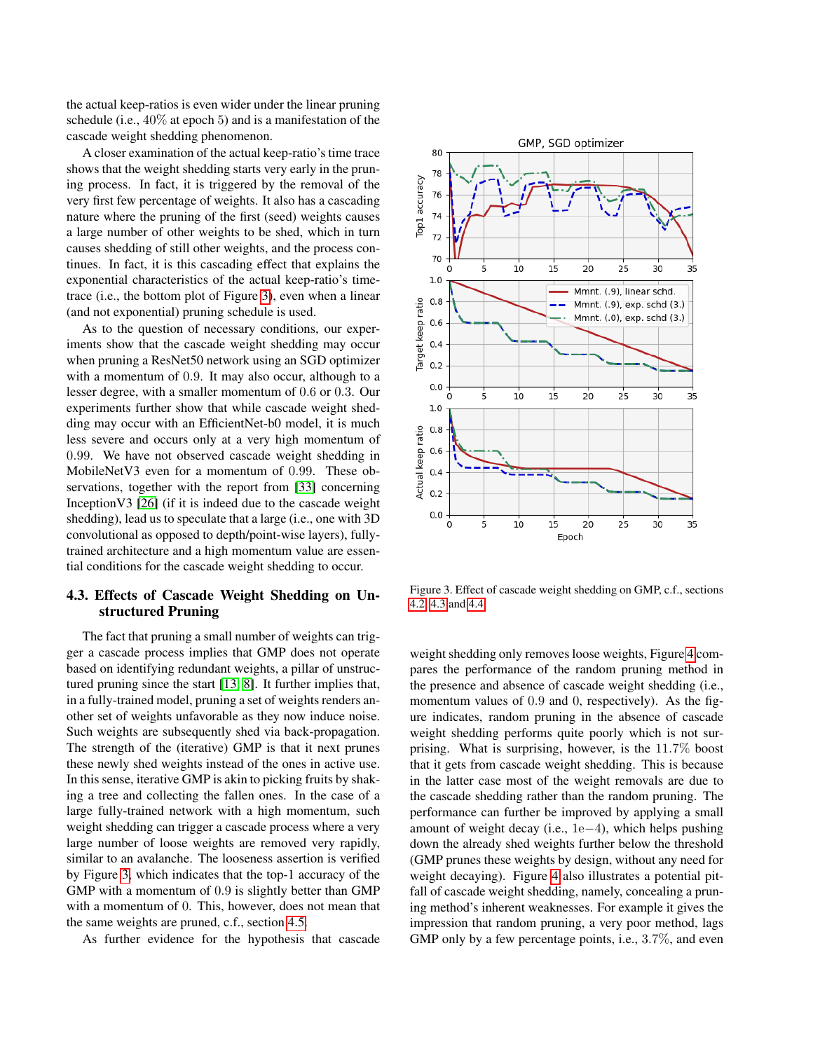the actual keep-ratios is even wider under the linear pruning schedule (i.e., 40% at epoch 5) and is a manifestation of the cascade weight shedding phenomenon.

A closer examination of the actual keep-ratio's time trace shows that the weight shedding starts very early in the pruning process. In fact, it is triggered by the removal of the very first few percentage of weights. It also has a cascading nature where the pruning of the first (seed) weights causes a large number of other weights to be shed, which in turn causes shedding of still other weights, and the process continues. In fact, it is this cascading effect that explains the exponential characteristics of the actual keep-ratio's time-trace (i.e., the bottom plot of Figure 3), even when a linear (and not exponential) pruning schedule is used.

As to the question of necessary conditions, our experiments show that the cascade weight shedding may occur when pruning a ResNet50 network using an SGD optimizer with a momentum of 0.9. It may also occur, although to a lesser degree, with a smaller momentum of 0.6 or 0.3. Our experiments further show that while cascade weight shedding may occur with an EfficientNet-b0 model, it is much less severe and occurs only at a very high momentum of 0.99. We have not observed cascade weight shedding in MobileNetV3 even for a momentum of 0.99. These observations, together with the report from [33] concerning InceptionV3 [26] (if it is indeed due to the cascade weight shedding), lead us to speculate that a large (i.e., one with 3D convolutional as opposed to depth/point-wise layers), fully-trained architecture and a high momentum value are essential conditions for the cascade weight shedding to occur.

## 4.3. Effects of Cascade Weight Shedding on Unstructured Pruning

The fact that pruning a small number of weights can trigger a cascade process implies that GMP does not operate based on identifying redundant weights, a pillar of unstructured pruning since the start [13, 8]. It further implies that, in a fully-trained model, pruning a set of weights renders another set of weights unfavorable as they now induce noise. Such weights are subsequently shed via back-propagation. The strength of the (iterative) GMP is that it next prunes these newly shed weights instead of the ones in active use. In this sense, iterative GMP is akin to picking fruits by shaking a tree and collecting the fallen ones. In the case of a large fully-trained network with a high momentum, such weight shedding can trigger a cascade process where a very large number of loose weights are removed very rapidly, similar to an avalanche. The looseness assertion is verified by Figure 3, which indicates that the top-1 accuracy of the GMP with a momentum of 0.9 is slightly better than GMP with a momentum of 0. This, however, does not mean that the same weights are pruned, c.f., section 4.5.

As further evidence for the hypothesis that cascade weight shedding only removes loose weights, Figure 4 compares the performance of the random pruning method in the presence and absence of cascade weight shedding (i.e., momentum values of 0.9 and 0, respectively). As the figure indicates, random pruning in the absence of cascade weight shedding performs quite poorly which is not surprising. What is surprising, however, is the 11.7% boost that it gets from cascade weight shedding. This is because in the latter case most of the weight removals are due to the cascade shedding rather than the random pruning. The performance can further be improved by applying a small amount of weight decay (i.e., 1e−4), which helps pushing down the already shed weights further below the threshold (GMP prunes these weights by design, without any need for weight decaying). Figure 4 also illustrates a potential pitfall of cascade weight shedding, namely, concealing a pruning method's inherent weaknesses. For example it gives the impression that random pruning, a very poor method, lags GMP only by a few percentage points, i.e., 3.7%, and even

Figure 3. Effect of cascade weight shedding on GMP, c.f., sections 4.2, 4.3 and 4.4.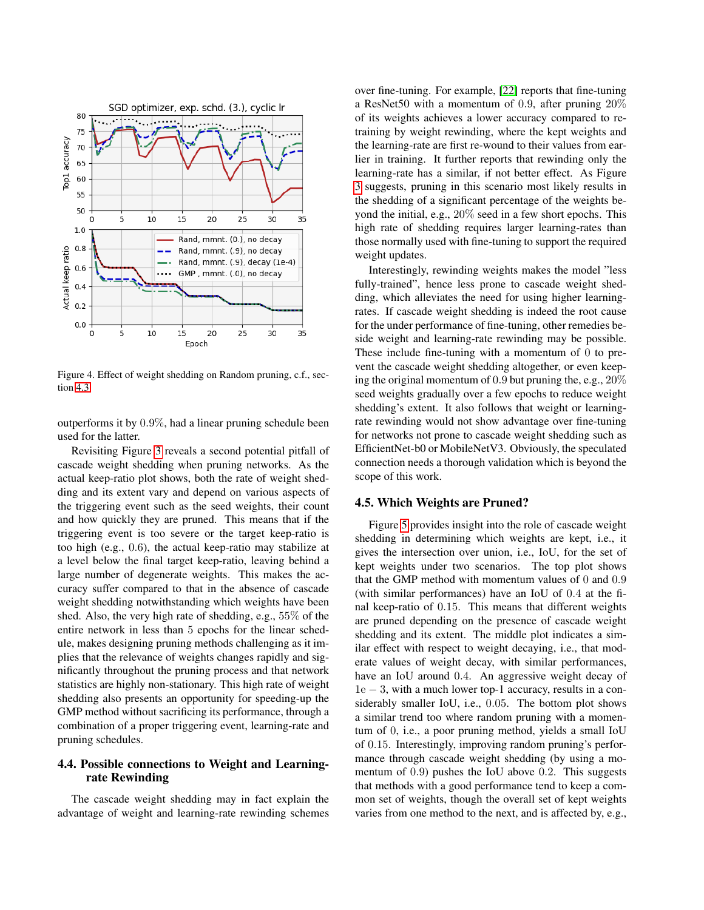Figure 4. Effect of weight shedding on Random pruning, c.f., section 4.3

outperforms it by 0.9%, had a linear pruning schedule been used for the latter.

Revisiting Figure 3 reveals a second potential pitfall of cascade weight shedding when pruning networks. As the actual keep-ratio plot shows, both the rate of weight shedding and its extent vary and depend on various aspects of the triggering event such as the seed weights, their count and how quickly they are pruned. This means that if the triggering event is too severe or the target keep-ratio is too high (e.g., 0.6), the actual keep-ratio may stabilize at a level below the final target keep-ratio, leaving behind a large number of degenerate weights. This makes the accuracy suffer compared to that in the absence of cascade weight shedding notwithstanding which weights have been shed. Also, the very high rate of shedding, e.g., 55% of the entire network in less than 5 epochs for the linear schedule, makes designing pruning methods challenging as it implies that the relevance of weights changes rapidly and significantly throughout the pruning process and that network statistics are highly non-stationary. This high rate of weight shedding also presents an opportunity for speeding-up the GMP method without sacrificing its performance, through a combination of a proper triggering event, learning-rate and pruning schedules.

### 4.4. Possible connections to Weight and Learning-rate Rewinding

The cascade weight shedding may in fact explain the advantage of weight and learning-rate rewinding schemes over fine-tuning. For example, [22] reports that fine-tuning a ResNet50 with a momentum of 0.9, after pruning 20% of its weights achieves a lower accuracy compared to re-training by weight rewinding, where the kept weights and the learning-rate are first re-wound to their values from earlier in training. It further reports that rewinding only the learning-rate has a similar, if not better effect. As Figure 3 suggests, pruning in this scenario most likely results in the shedding of a significant percentage of the weights beyond the initial, e.g., 20% seed in a few short epochs. This high rate of shedding requires larger learning-rates than those normally used with fine-tuning to support the required weight updates.

Interestingly, rewinding weights makes the model "less fully-trained", hence less prone to cascade weight shedding, which alleviates the need for using higher learning-rates. If cascade weight shedding is indeed the root cause for the under performance of fine-tuning, other remedies beside weight and learning-rate rewinding may be possible. These include fine-tuning with a momentum of 0 to prevent the cascade weight shedding altogether, or even keeping the original momentum of 0.9 but pruning the, e.g., 20% seed weights gradually over a few epochs to reduce weight shedding's extent. It also follows that weight or learning-rate rewinding would not show advantage over fine-tuning for networks not prone to cascade weight shedding such as EfficientNet-b0 or MobileNetV3. Obviously, the speculated connection needs a thorough validation which is beyond the scope of this work.

### 4.5. Which Weights are Pruned?

Figure 5 provides insight into the role of cascade weight shedding in determining which weights are kept, i.e., it gives the intersection over union, i.e., IoU, for the set of kept weights under two scenarios. The top plot shows that the GMP method with momentum values of 0 and 0.9 (with similar performances) have an IoU of 0.4 at the final keep-ratio of 0.15. This means that different weights are pruned depending on the presence of cascade weight shedding and its extent. The middle plot indicates a similar effect with respect to weight decaying, i.e., that moderate values of weight decay, with similar performances, have an IoU around 0.4. An aggressive weight decay of $1e-3$, with a much lower top-1 accuracy, results in a considerably smaller IoU, i.e., 0.05. The bottom plot shows a similar trend too where random pruning with a momentum of 0, i.e., a poor pruning method, yields a small IoU of 0.15. Interestingly, improving random pruning's performance through cascade weight shedding (by using a momentum of 0.9) pushes the IoU above 0.2. This suggests that methods with a good performance tend to keep a common set of weights, though the overall set of kept weights varies from one method to the next, and is affected by, e.g.,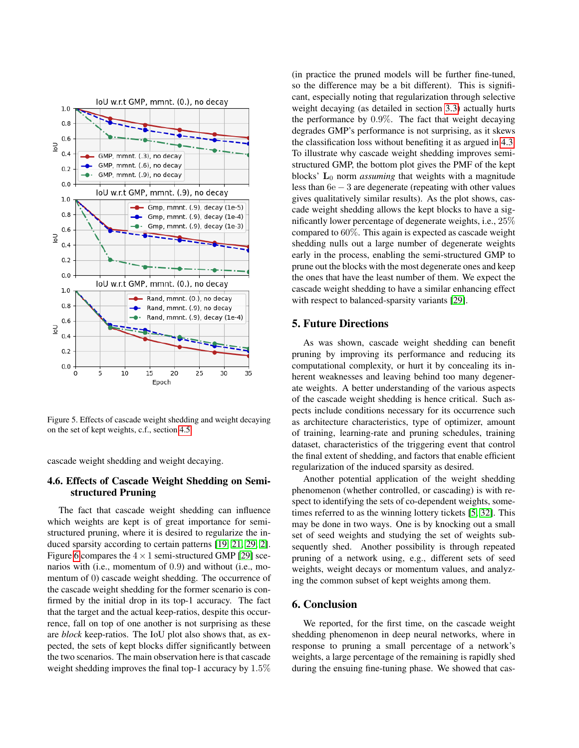Figure 5. Effects of cascade weight shedding and weight decaying on the set of kept weights, c.f., section 4.5

cascade weight shedding and weight decaying.

### 4.6. Effects of Cascade Weight Shedding on Semi-structured Pruning

The fact that cascade weight shedding can influence which weights are kept is of great importance for semi-structured pruning, where it is desired to regularize the induced sparsity according to certain patterns [19, 21, 29, 2]. Figure 6 compares the $4 \times 1$ semi-structured GMP [29] scenarios with (i.e., momentum of 0.9) and without (i.e., momentum of 0) cascade weight shedding. The occurrence of the cascade weight shedding for the former scenario is confirmed by the initial drop in its top-1 accuracy. The fact that the target and the actual keep-ratios, despite this occurrence, fall on top of one another is not surprising as these are *block* keep-ratios. The IoU plot also shows that, as expected, the sets of kept blocks differ significantly between the two scenarios. The main observation here is that cascade weight shedding improves the final top-1 accuracy by 1.5% (in practice the pruned models will be further fine-tuned, so the difference may be a bit different). This is significant, especially noting that regularization through selective weight decaying (as detailed in section 3.3) actually hurts the performance by 0.9%. The fact that weight decaying degrades GMP's performance is not surprising, as it skews the classification loss without benefiting it as argued in 4.3. To illustrate why cascade weight shedding improves semi-structured GMP, the bottom plot gives the PMF of the kept blocks' $\mathbf{L}_0$ norm *assuming* that weights with a magnitude less than $6\text{e}-3$ are degenerate (repeating with other values gives qualitatively similar results). As the plot shows, cascade weight shedding allows the kept blocks to have a significantly lower percentage of degenerate weights, i.e., 25% compared to 60%. This again is expected as cascade weight shedding nulls out a large number of degenerate weights early in the process, enabling the semi-structured GMP to prune out the blocks with the most degenerate ones and keep the ones that have the least number of them. We expect the cascade weight shedding to have a similar enhancing effect with respect to balanced-sparsity variants [29].

## 5. Future Directions

As was shown, cascade weight shedding can benefit pruning by improving its performance and reducing its computational complexity, or hurt it by concealing its inherent weaknesses and leaving behind too many degenerate weights. A better understanding of the various aspects of the cascade weight shedding is hence critical. Such aspects include conditions necessary for its occurrence such as architecture characteristics, type of optimizer, amount of training, learning-rate and pruning schedules, training dataset, characteristics of the triggering event that control the final extent of shedding, and factors that enable efficient regularization of the induced sparsity as desired.

Another potential application of the weight shedding phenomenon (whether controlled, or cascading) is with respect to identifying the sets of co-dependent weights, sometimes referred to as the winning lottery tickets [5, 32]. This may be done in two ways. One is by knocking out a small set of seed weights and studying the set of weights subsequently shed. Another possibility is through repeated pruning of a network using, e.g., different sets of seed weights, weight decays or momentum values, and analyzing the common subset of kept weights among them.

## 6. Conclusion

We reported, for the first time, on the cascade weight shedding phenomenon in deep neural networks, where in response to pruning a small percentage of a network's weights, a large percentage of the remaining is rapidly shed during the ensuing fine-tuning phase. We showed that cas-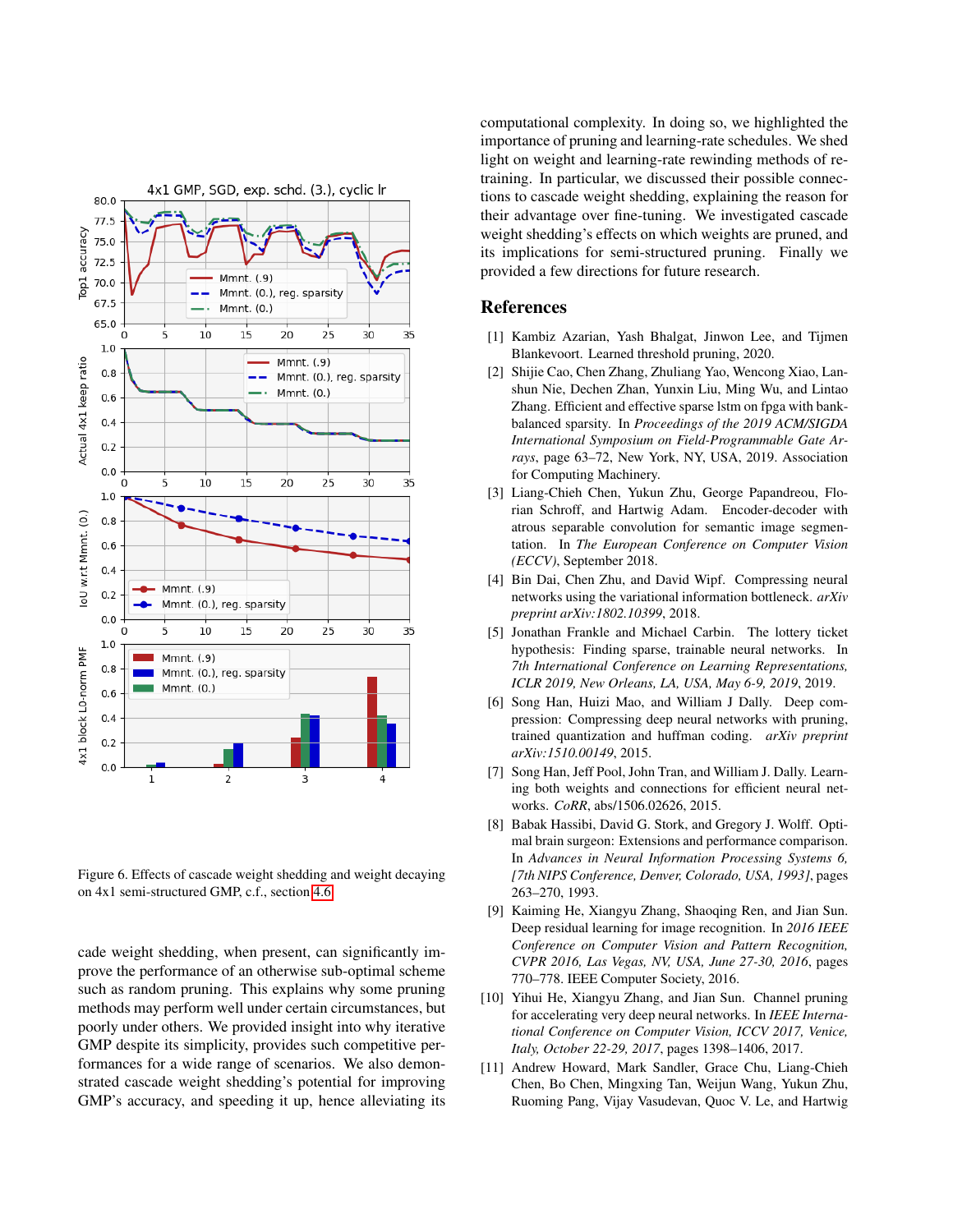Figure 6. Effects of cascade weight shedding and weight decaying on 4x1 semi-structured GMP, c.f., section 4.6

cade weight shedding, when present, can significantly improve the performance of an otherwise sub-optimal scheme such as random pruning. This explains why some pruning methods may perform well under certain circumstances, but poorly under others. We provided insight into why iterative GMP despite its simplicity, provides such competitive performances for a wide range of scenarios. We also demonstrated cascade weight shedding's potential for improving GMP's accuracy, and speeding it up, hence alleviating its computational complexity. In doing so, we highlighted the importance of pruning and learning-rate schedules. We shed light on weight and learning-rate rewinding methods of retraining. In particular, we discussed their possible connections to cascade weight shedding, explaining the reason for their advantage over fine-tuning. We investigated cascade weight shedding's effects on which weights are pruned, and its implications for semi-structured pruning. Finally we provided a few directions for future research.

## References

- [1] Kambiz Azarian, Yash Bhalgat, Jinwon Lee, and Tijmen Blankevoort. Learned threshold pruning, 2020.
- [2] Shijie Cao, Chen Zhang, Zhuliang Yao, Wencong Xiao, Lanshun Nie, Dechen Zhan, Yunxin Liu, Ming Wu, and Lintao Zhang. Efficient and effective sparse lstm on fpga with bank-balanced sparsity. In *Proceedings of the 2019 ACM/SIGDA International Symposium on Field-Programmable Gate Arrays*, page 63–72, New York, NY, USA, 2019. Association for Computing Machinery.
- [3] Liang-Chieh Chen, Yukun Zhu, George Papandreou, Florian Schroff, and Hartwig Adam. Encoder-decoder with atrous separable convolution for semantic image segmentation. In *The European Conference on Computer Vision (ECCV)*, September 2018.
- [4] Bin Dai, Chen Zhu, and David Wipf. Compressing neural networks using the variational information bottleneck. *arXiv preprint arXiv:1802.10399*, 2018.
- [5] Jonathan Frankle and Michael Carbin. The lottery ticket hypothesis: Finding sparse, trainable neural networks. In *7th International Conference on Learning Representations, ICLR 2019, New Orleans, LA, USA, May 6-9, 2019*, 2019.
- [6] Song Han, Huizi Mao, and William J Dally. Deep compression: Compressing deep neural networks with pruning, trained quantization and huffman coding. *arXiv preprint arXiv:1510.00149*, 2015.
- [7] Song Han, Jeff Pool, John Tran, and William J. Dally. Learning both weights and connections for efficient neural networks. *CoRR*, abs/1506.02626, 2015.
- [8] Babak Hassibi, David G. Stork, and Gregory J. Wolff. Optimal brain surgeon: Extensions and performance comparison. In *Advances in Neural Information Processing Systems 6, [7th NIPS Conference, Denver, Colorado, USA, 1993]*, pages 263–270, 1993.
- [9] Kaiming He, Xiangyu Zhang, Shaoqing Ren, and Jian Sun. Deep residual learning for image recognition. In *2016 IEEE Conference on Computer Vision and Pattern Recognition, CVPR 2016, Las Vegas, NV, USA, June 27-30, 2016*, pages 770–778. IEEE Computer Society, 2016.
- [10] Yihui He, Xiangyu Zhang, and Jian Sun. Channel pruning for accelerating very deep neural networks. In *IEEE International Conference on Computer Vision, ICCV 2017, Venice, Italy, October 22-29, 2017*, pages 1398–1406, 2017.
- [11] Andrew Howard, Mark Sandler, Grace Chu, Liang-Chieh Chen, Bo Chen, Mingxing Tan, Weijun Wang, Yukun Zhu, Ruoming Pang, Vijay Vasudevan, Quoc V. Le, and Hartwig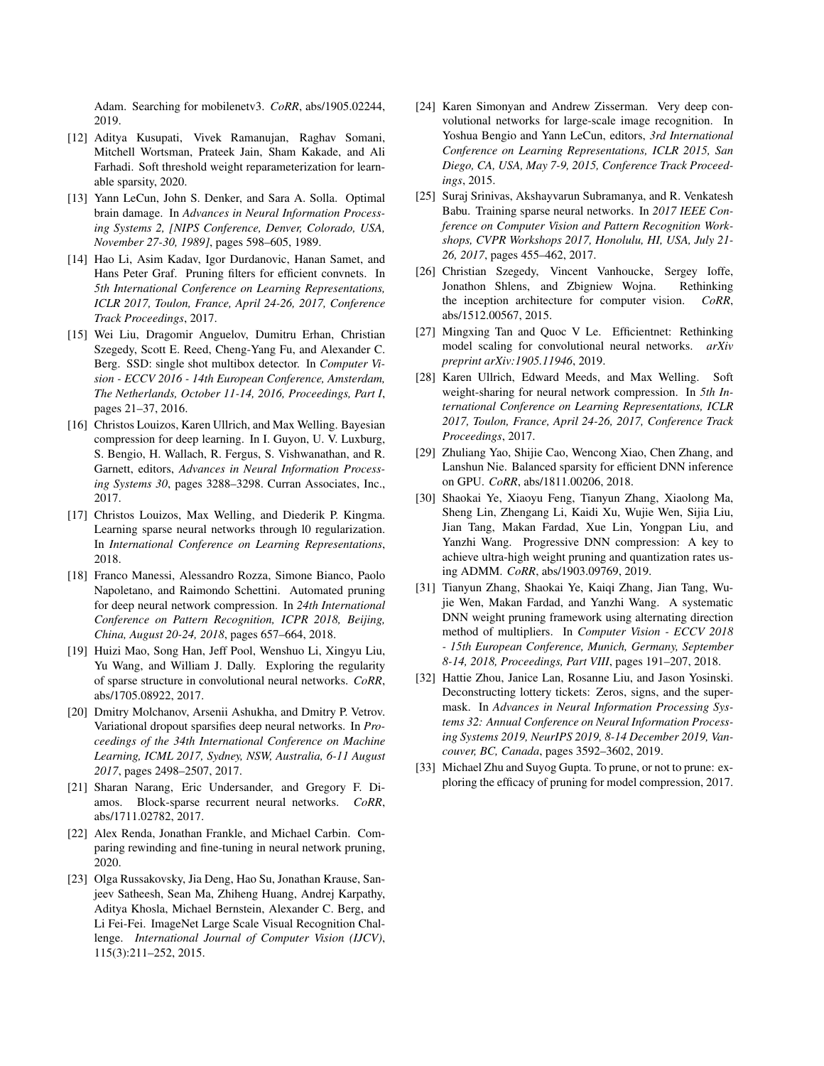Adam. Searching for mobilenetv3. *CoRR*, abs/1905.02244, 2019.

[12] Aditya Kusupati, Vivek Ramanujan, Raghav Somani, Mitchell Wortsman, Prateek Jain, Sham Kakade, and Ali Farhadi. Soft threshold weight reparameterization for learnable sparsity, 2020.

[13] Yann LeCun, John S. Denker, and Sara A. Solla. Optimal brain damage. In *Advances in Neural Information Processing Systems 2, [NIPS Conference, Denver, Colorado, USA, November 27-30, 1989]*, pages 598–605, 1989.

[14] Hao Li, Asim Kadav, Igor Durdanovic, Hanan Samet, and Hans Peter Graf. Pruning filters for efficient convnets. In *5th International Conference on Learning Representations, ICLR 2017, Toulon, France, April 24-26, 2017, Conference Track Proceedings*, 2017.

[15] Wei Liu, Dragomir Anguelov, Dumitru Erhan, Christian Szegedy, Scott E. Reed, Cheng-Yang Fu, and Alexander C. Berg. SSD: single shot multibox detector. In *Computer Vision - ECCV 2016 - 14th European Conference, Amsterdam, The Netherlands, October 11-14, 2016, Proceedings, Part I*, pages 21–37, 2016.

[16] Christos Louizos, Karen Ullrich, and Max Welling. Bayesian compression for deep learning. In I. Guyon, U. V. Luxburg, S. Bengio, H. Wallach, R. Fergus, S. Vishwanathan, and R. Garnett, editors, *Advances in Neural Information Processing Systems 30*, pages 3288–3298. Curran Associates, Inc., 2017.

[17] Christos Louizos, Max Welling, and Diederik P. Kingma. Learning sparse neural networks through l0 regularization. In *International Conference on Learning Representations*, 2018.

[18] Franco Manessi, Alessandro Rozza, Simone Bianco, Paolo Napoletano, and Raimondo Schettini. Automated pruning for deep neural network compression. In *24th International Conference on Pattern Recognition, ICPR 2018, Beijing, China, August 20-24, 2018*, pages 657–664, 2018.

[19] Huizi Mao, Song Han, Jeff Pool, Wenshuo Li, Xingyu Liu, Yu Wang, and William J. Dally. Exploring the regularity of sparse structure in convolutional neural networks. *CoRR*, abs/1705.08922, 2017.

[20] Dmitry Molchanov, Arsenii Ashukha, and Dmitry P. Vetrov. Variational dropout sparsifies deep neural networks. In *Proceedings of the 34th International Conference on Machine Learning, ICML 2017, Sydney, NSW, Australia, 6-11 August 2017*, pages 2498–2507, 2017.

[21] Sharan Narang, Eric Undersander, and Gregory F. Diamos. Block-sparse recurrent neural networks. *CoRR*, abs/1711.02782, 2017.

[22] Alex Renda, Jonathan Frankle, and Michael Carbin. Comparing rewinding and fine-tuning in neural network pruning, 2020.

[23] Olga Russakovsky, Jia Deng, Hao Su, Jonathan Krause, Sanjeev Satheesh, Sean Ma, Zhiheng Huang, Andrej Karpathy, Aditya Khosla, Michael Bernstein, Alexander C. Berg, and Li Fei-Fei. ImageNet Large Scale Visual Recognition Challenge. *International Journal of Computer Vision (IJCV)*, 115(3):211–252, 2015.

[24] Karen Simonyan and Andrew Zisserman. Very deep convolutional networks for large-scale image recognition. In Yoshua Bengio and Yann LeCun, editors, *3rd International Conference on Learning Representations, ICLR 2015, San Diego, CA, USA, May 7-9, 2015, Conference Track Proceedings*, 2015.

[25] Suraj Srinivas, Akshayvarun Subramanya, and R. Venkatesh Babu. Training sparse neural networks. In *2017 IEEE Conference on Computer Vision and Pattern Recognition Workshops, CVPR Workshops 2017, Honolulu, HI, USA, July 21-26, 2017*, pages 455–462, 2017.

[26] Christian Szegedy, Vincent Vanhoucke, Sergey Ioffe, Jonathon Shlens, and Zbigniew Wojna. Rethinking the inception architecture for computer vision. *CoRR*, abs/1512.00567, 2015.

[27] Mingxing Tan and Quoc V Le. Efficientnet: Rethinking model scaling for convolutional neural networks. *arXiv preprint arXiv:1905.11946*, 2019.

[28] Karen Ullrich, Edward Meeds, and Max Welling. Soft weight-sharing for neural network compression. In *5th International Conference on Learning Representations, ICLR 2017, Toulon, France, April 24-26, 2017, Conference Track Proceedings*, 2017.

[29] Zhuliang Yao, Shijie Cao, Wencong Xiao, Chen Zhang, and Lanshun Nie. Balanced sparsity for efficient DNN inference on GPU. *CoRR*, abs/1811.00206, 2018.

[30] Shaokai Ye, Xiaoyu Feng, Tianyun Zhang, Xiaolong Ma, Sheng Lin, Zhengang Li, Kaidi Xu, Wujie Wen, Sijia Liu, Jian Tang, Makan Fardad, Xue Lin, Yongpan Liu, and Yanzhi Wang. Progressive DNN compression: A key to achieve ultra-high weight pruning and quantization rates using ADMM. *CoRR*, abs/1903.09769, 2019.

[31] Tianyun Zhang, Shaokai Ye, Kaiqi Zhang, Jian Tang, Wujie Wen, Makan Fardad, and Yanzhi Wang. A systematic DNN weight pruning framework using alternating direction method of multipliers. In *Computer Vision - ECCV 2018 - 15th European Conference, Munich, Germany, September 8-14, 2018, Proceedings, Part VIII*, pages 191–207, 2018.

[32] Hattie Zhou, Janice Lan, Rosanne Liu, and Jason Yosinski. Deconstructing lottery tickets: Zeros, signs, and the supermask. In *Advances in Neural Information Processing Systems 32: Annual Conference on Neural Information Processing Systems 2019, NeurIPS 2019, 8-14 December 2019, Vancouver, BC, Canada*, pages 3592–3602, 2019.

[33] Michael Zhu and Suyog Gupta. To prune, or not to prune: exploring the efficacy of pruning for model compression, 2017.